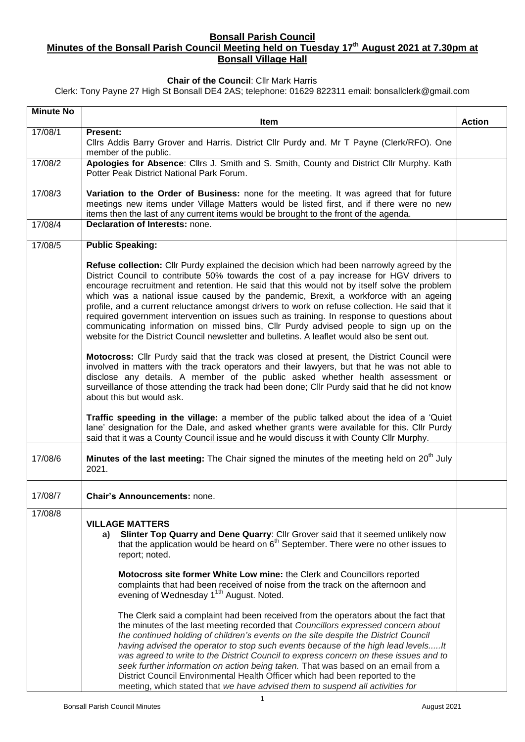# Bonsall Parish Council

## Minutes of the Bonsall Parish Council Meeting held on Tuesday 17th August 2021 at 7.30pm at Bonsall Village Hall

**Chair of the Council**: Cllr Mark Harris

Clerk: Tony Payne 27 High St Bonsall DE4 2AS; telephone: 01629 822311 email: bonsallclerk@gmail.com

| Minute No | Item | Action |
|---|---|---|
| 17/08/1 | **Present:** Cllrs Addis Barry Grover and Harris. District Cllr Purdy and. Mr T Payne (Clerk/RFO). One member of the public. | |
| 17/08/2<br><br>17/08/3 | **Apologies for Absence**: Cllrs J. Smith and S. Smith, County and District Cllr Murphy. Kath Potter Peak District National Park Forum.<br><br>**Variation to the Order of Business:** none for the meeting. It was agreed that for future meetings new items under Village Matters would be listed first, and if there were no new items then the last of any current items would be brought to the front of the agenda. | |
| 17/08/4 | **Declaration of Interests:** none. | |
| 17/08/5 | **Public Speaking:**<br><br>**Refuse collection:** Cllr Purdy explained the decision which had been narrowly agreed by the District Council to contribute 50% towards the cost of a pay increase for HGV drivers to encourage recruitment and retention. He said that this would not by itself solve the problem which was a national issue caused by the pandemic, Brexit, a workforce with an ageing profile, and a current reluctance amongst drivers to work on refuse collection. He said that it required government intervention on issues such as training. In response to questions about communicating information on missed bins, Cllr Purdy advised people to sign up on the website for the District Council newsletter and bulletins. A leaflet would also be sent out.<br><br>**Motocross:** Cllr Purdy said that the track was closed at present, the District Council were involved in matters with the track operators and their lawyers, but that he was not able to disclose any details. A member of the public asked whether health assessment or surveillance of those attending the track had been done; Cllr Purdy said that he did not know about this but would ask.<br><br>**Traffic speeding in the village:** a member of the public talked about the idea of a 'Quiet lane' designation for the Dale, and asked whether grants were available for this. Cllr Purdy said that it was a County Council issue and he would discuss it with County Cllr Murphy. | |
| 17/08/6 | **Minutes of the last meeting:** The Chair signed the minutes of the meeting held on 20th July 2021. | |
| 17/08/7 | **Chair's Announcements:** none. | |
| 17/08/8 | **VILLAGE MATTERS**<br>**a) Slinter Top Quarry and Dene Quarry**: Cllr Grover said that it seemed unlikely now that the application would be heard on 6th September. There were no other issues to report; noted.<br><br>**Motocross site former White Low mine:** the Clerk and Councillors reported complaints that had been received of noise from the track on the afternoon and evening of Wednesday 11th August. Noted.<br><br>The Clerk said a complaint had been received from the operators about the fact that the minutes of the last meeting recorded that *Councillors expressed concern about the continued holding of children's events on the site despite the District Council having advised the operator to stop such events because of the high lead levels.....It was agreed to write to the District Council to express concern on these issues and to seek further information on action being taken.* That was based on an email from a District Council Environmental Health Officer which had been reported to the meeting, which stated that *we have advised them to suspend all activities for* | |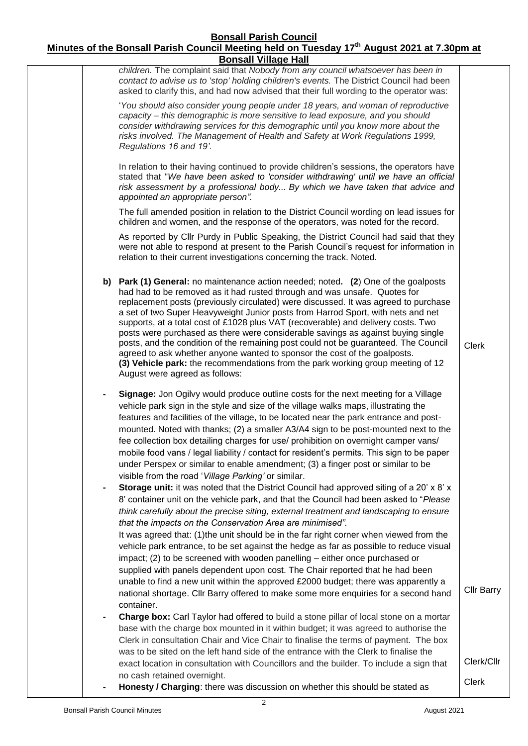# Bonsall Parish Council

## Minutes of the Bonsall Parish Council Meeting held on Tuesday 17th August 2021 at 7.30pm at Bonsall Village Hall

| | | |
|---|---|---|
| | *children.* The complaint said that *Nobody from any council whatsoever has been in contact to advise us to 'stop' holding children's events.* The District Council had been asked to clarify this, and had now advised that their full wording to the operator was:<br><br>'*You should also consider young people under 18 years, and woman of reproductive capacity – this demographic is more sensitive to lead exposure, and you should consider withdrawing services for this demographic until you know more about the risks involved. The Management of Health and Safety at Work Regulations 1999, Regulations 16 and 19'*.<br><br>In relation to their having continued to provide children's sessions, the operators have stated that "*We have been asked to 'consider withdrawing' until we have an official risk assessment by a professional body... By which we have taken that advice and appointed an appropriate person".*<br><br>The full amended position in relation to the District Council wording on lead issues for children and women, and the response of the operators, was noted for the record.<br><br>As reported by Cllr Purdy in Public Speaking, the District Council had said that they were not able to respond at present to the Parish Council's request for information in relation to their current investigations concerning the track. Noted. | |
| | **b) Park (1) General:** no maintenance action needed; noted. **(2**) One of the goalposts had had to be removed as it had rusted through and was unsafe. Quotes for replacement posts (previously circulated) were discussed. It was agreed to purchase a set of two Super Heavyweight Junior posts from Harrod Sport, with nets and net supports, at a total cost of £1028 plus VAT (recoverable) and delivery costs. Two posts were purchased as there were considerable savings as against buying single posts, and the condition of the remaining post could not be guaranteed. The Council agreed to ask whether anyone wanted to sponsor the cost of the goalposts.<br>**(3) Vehicle park:** the recommendations from the park working group meeting of 12 August were agreed as follows: | Clerk |
| | - **Signage:** Jon Ogilvy would produce outline costs for the next meeting for a Village vehicle park sign in the style and size of the village walks maps, illustrating the features and facilities of the village, to be located near the park entrance and post-mounted. Noted with thanks; (2) a smaller A3/A4 sign to be post-mounted next to the fee collection box detailing charges for use/ prohibition on overnight camper vans/ mobile food vans / legal liability / contact for resident's permits. This sign to be paper under Perspex or similar to enable amendment; (3) a finger post or similar to be visible from the road '*Village Parking'* or similar.<br>- **Storage unit:** it was noted that the District Council had approved siting of a 20' x 8' x 8' container unit on the vehicle park, and that the Council had been asked to "*Please think carefully about the precise siting, external treatment and landscaping to ensure that the impacts on the Conservation Area are minimised".*<br>It was agreed that: (1)the unit should be in the far right corner when viewed from the vehicle park entrance, to be set against the hedge as far as possible to reduce visual impact; (2) to be screened with wooden panelling – either once purchased or supplied with panels dependent upon cost. The Chair reported that he had been unable to find a new unit within the approved £2000 budget; there was apparently a national shortage. Cllr Barry offered to make some more enquiries for a second hand container. | Cllr Barry |
| | - **Charge box:** Carl Taylor had offered to build a stone pillar of local stone on a mortar base with the charge box mounted in it within budget; it was agreed to authorise the Clerk in consultation Chair and Vice Chair to finalise the terms of payment. The box was to be sited on the left hand side of the entrance with the Clerk to finalise the exact location in consultation with Councillors and the builder. To include a sign that no cash retained overnight.<br>- **Honesty / Charging**: there was discussion on whether this should be stated as | Clerk/Cllr<br><br>Clerk |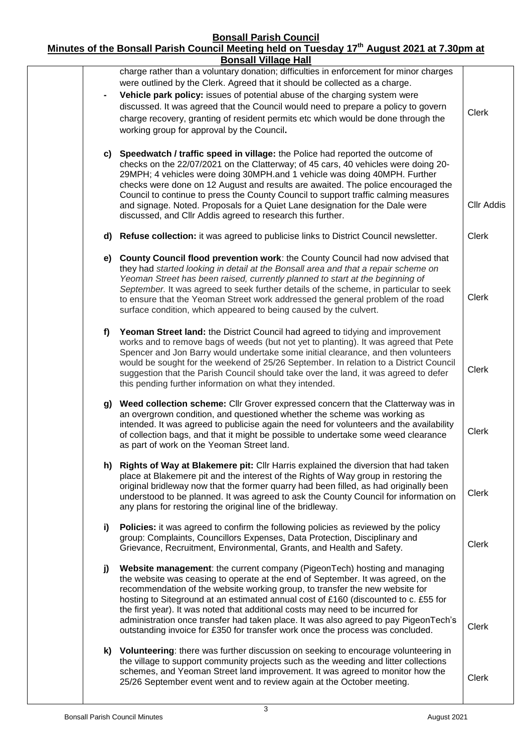# Bonsall Parish Council

## Minutes of the Bonsall Parish Council Meeting held on Tuesday 17th August 2021 at 7.30pm at Bonsall Village Hall

| | | |
|---|---|---|
| | charge rather than a voluntary donation; difficulties in enforcement for minor charges were outlined by the Clerk. Agreed that it should be collected as a charge.<br>- **Vehicle park policy:** issues of potential abuse of the charging system were discussed. It was agreed that the Council would need to prepare a policy to govern charge recovery, granting of resident permits etc which would be done through the working group for approval by the Council**.** | Clerk |
| | **c) Speedwatch / traffic speed in village:** the Police had reported the outcome of checks on the 22/07/2021 on the Clatterway; of 45 cars, 40 vehicles were doing 20-29MPH; 4 vehicles were doing 30MPH.and 1 vehicle was doing 40MPH. Further checks were done on 12 August and results are awaited. The police encouraged the Council to continue to press the County Council to support traffic calming measures and signage. Noted. Proposals for a Quiet Lane designation for the Dale were discussed, and Cllr Addis agreed to research this further. | Cllr Addis |
| | **d) Refuse collection:** it was agreed to publicise links to District Council newsletter. | Clerk |
| | **e) County Council flood prevention work**: the County Council had now advised that they had *started looking in detail at the Bonsall area and that a repair scheme on Yeoman Street has been raised, currently planned to start at the beginning of September.* It was agreed to seek further details of the scheme, in particular to seek to ensure that the Yeoman Street work addressed the general problem of the road surface condition, which appeared to being caused by the culvert. | Clerk |
| | **f) Yeoman Street land:** the District Council had agreed to tidying and improvement works and to remove bags of weeds (but not yet to planting). It was agreed that Pete Spencer and Jon Barry would undertake some initial clearance, and then volunteers would be sought for the weekend of 25/26 September. In relation to a District Council suggestion that the Parish Council should take over the land, it was agreed to defer this pending further information on what they intended. | Clerk |
| | **g) Weed collection scheme:** Cllr Grover expressed concern that the Clatterway was in an overgrown condition, and questioned whether the scheme was working as intended. It was agreed to publicise again the need for volunteers and the availability of collection bags, and that it might be possible to undertake some weed clearance as part of work on the Yeoman Street land. | Clerk |
| | **h) Rights of Way at Blakemere pit:** Cllr Harris explained the diversion that had taken place at Blakemere pit and the interest of the Rights of Way group in restoring the original bridleway now that the former quarry had been filled, as had originally been understood to be planned. It was agreed to ask the County Council for information on any plans for restoring the original line of the bridleway. | Clerk |
| | **i) Policies:** it was agreed to confirm the following policies as reviewed by the policy group: Complaints, Councillors Expenses, Data Protection, Disciplinary and Grievance, Recruitment, Environmental, Grants, and Health and Safety. | Clerk |
| | **j) Website management**: the current company (PigeonTech) hosting and managing the website was ceasing to operate at the end of September. It was agreed, on the recommendation of the website working group, to transfer the new website for hosting to Siteground at an estimated annual cost of £160 (discounted to c. £55 for the first year). It was noted that additional costs may need to be incurred for administration once transfer had taken place. It was also agreed to pay PigeonTech's outstanding invoice for £350 for transfer work once the process was concluded. | Clerk |
| | **k) Volunteering**: there was further discussion on seeking to encourage volunteering in the village to support community projects such as the weeding and litter collections schemes, and Yeoman Street land improvement. It was agreed to monitor how the 25/26 September event went and to review again at the October meeting. | Clerk |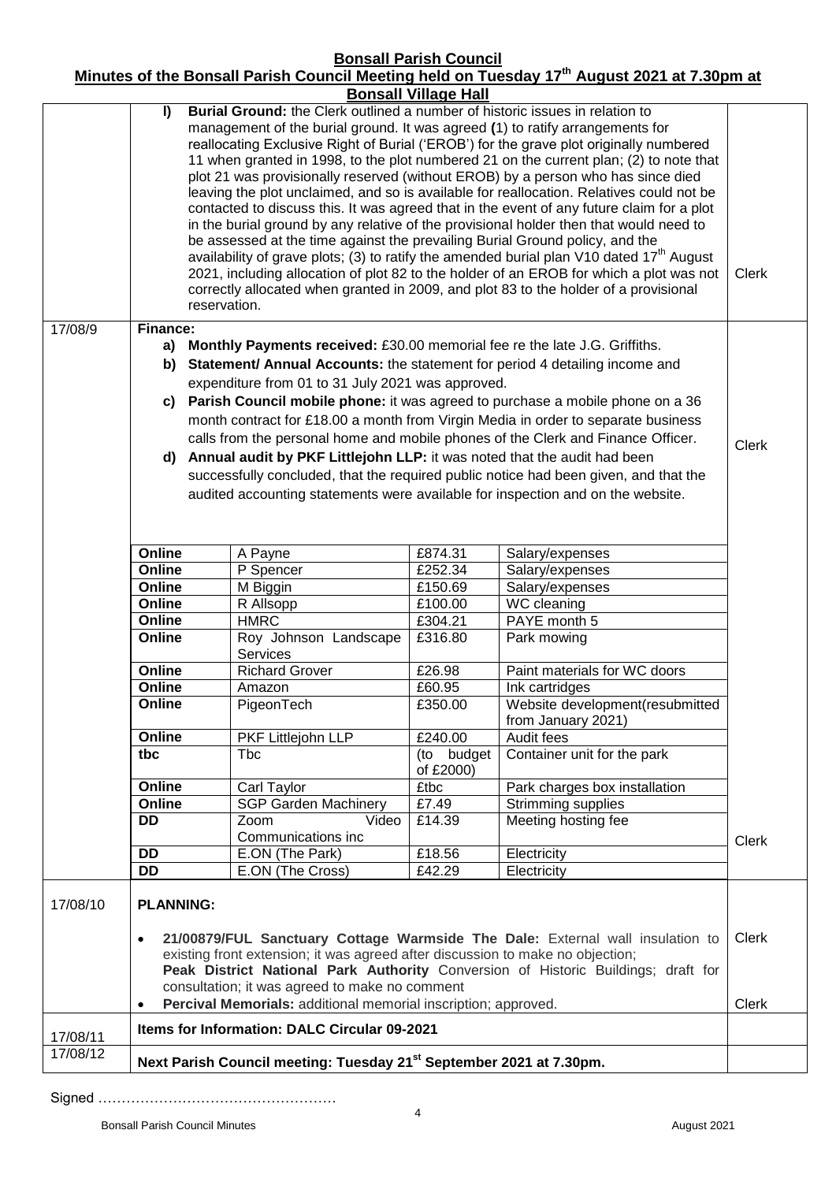**Bonsall Parish Council**

**Minutes of the Bonsall Parish Council Meeting held on Tuesday 17th August 2021 at 7.30pm at Bonsall Village Hall**

| | | |
|---|---|---|
| | **l) Burial Ground:** the Clerk outlined a number of historic issues in relation to management of the burial ground. It was agreed **(**1) to ratify arrangements for reallocating Exclusive Right of Burial ('EROB') for the grave plot originally numbered 11 when granted in 1998, to the plot numbered 21 on the current plan; (2) to note that plot 21 was provisionally reserved (without EROB) by a person who has since died leaving the plot unclaimed, and so is available for reallocation. Relatives could not be contacted to discuss this. It was agreed that in the event of any future claim for a plot in the burial ground by any relative of the provisional holder then that would need to be assessed at the time against the prevailing Burial Ground policy, and the availability of grave plots; (3) to ratify the amended burial plan V10 dated 17th August 2021, including allocation of plot 82 to the holder of an EROB for which a plot was not correctly allocated when granted in 2009, and plot 83 to the holder of a provisional reservation. | Clerk |
| 17/08/9 | **Finance:**<br>**a) Monthly Payments received:** £30.00 memorial fee re the late J.G. Griffiths.<br>**b) Statement/ Annual Accounts:** the statement for period 4 detailing income and expenditure from 01 to 31 July 2021 was approved.<br>**c) Parish Council mobile phone:** it was agreed to purchase a mobile phone on a 36 month contract for £18.00 a month from Virgin Media in order to separate business calls from the personal home and mobile phones of the Clerk and Finance Officer.<br>**d) Annual audit by PKF Littlejohn LLP:** it was noted that the audit had been successfully concluded, that the required public notice had been given, and that the audited accounting statements were available for inspection and on the website. | Clerk |

| | | | |
|---|---|---|---|
| **Online** | A Payne | £874.31 | Salary/expenses |
| **Online** | P Spencer | £252.34 | Salary/expenses |
| **Online** | M Biggin | £150.69 | Salary/expenses |
| **Online** | R Allsopp | £100.00 | WC cleaning |
| **Online** | HMRC | £304.21 | PAYE month 5 |
| **Online** | Roy Johnson Landscape Services | £316.80 | Park mowing |
| **Online** | Richard Grover | £26.98 | Paint materials for WC doors |
| **Online** | Amazon | £60.95 | Ink cartridges |
| **Online** | PigeonTech | £350.00 | Website development(resubmitted from January 2021) |
| **Online** | PKF Littlejohn LLP | £240.00 | Audit fees |
| **tbc** | Tbc | (to budget of £2000) | Container unit for the park |
| **Online** | Carl Taylor | £tbc | Park charges box installation |
| **Online** | SGP Garden Machinery | £7.49 | Strimming supplies |
| **DD** | Zoom Video Communications inc | £14.39 | Meeting hosting fee |
| **DD** | E.ON (The Park) | £18.56 | Electricity |
| **DD** | E.ON (The Cross) | £42.29 | Electricity |

Clerk

| | | |
|---|---|---|
| 17/08/10 | **PLANNING:**<br>• **21/00879/FUL Sanctuary Cottage Warmside The Dale:** External wall insulation to existing front extension; it was agreed after discussion to make no objection;<br>**Peak District National Park Authority** Conversion of Historic Buildings; draft for consultation; it was agreed to make no comment<br>• **Percival Memorials:** additional memorial inscription; approved. | Clerk<br><br>Clerk |
| 17/08/11 | **Items for Information: DALC Circular 09-2021** | |
| 17/08/12 | **Next Parish Council meeting: Tuesday 21st September 2021 at 7.30pm.** | |

Signed ……………………………………………